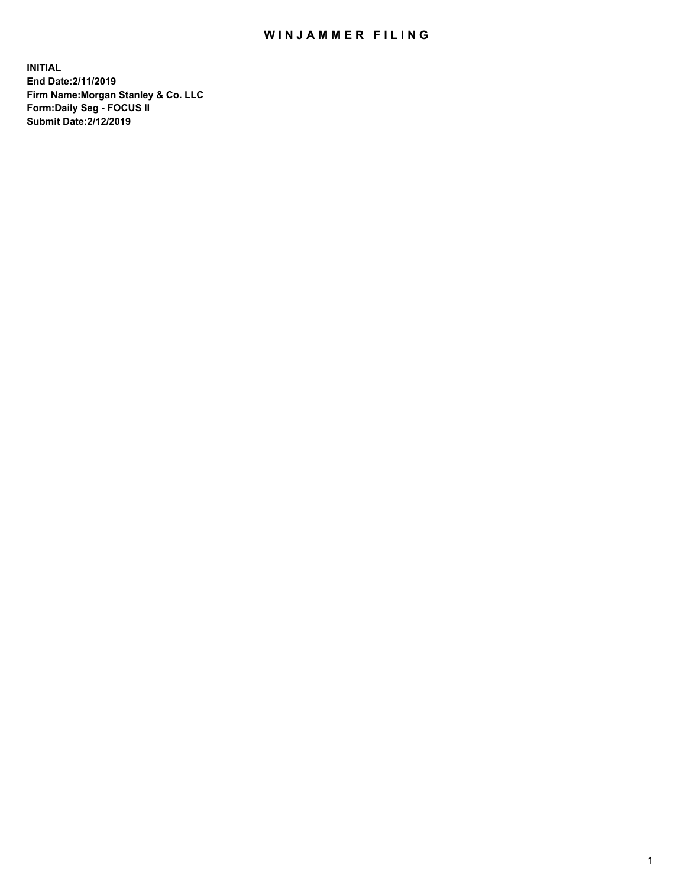# WINJAMMER FILING

**INITIAL**
**End Date:2/11/2019**
**Firm Name:Morgan Stanley & Co. LLC**
**Form:Daily Seg - FOCUS II**
**Submit Date:2/12/2019**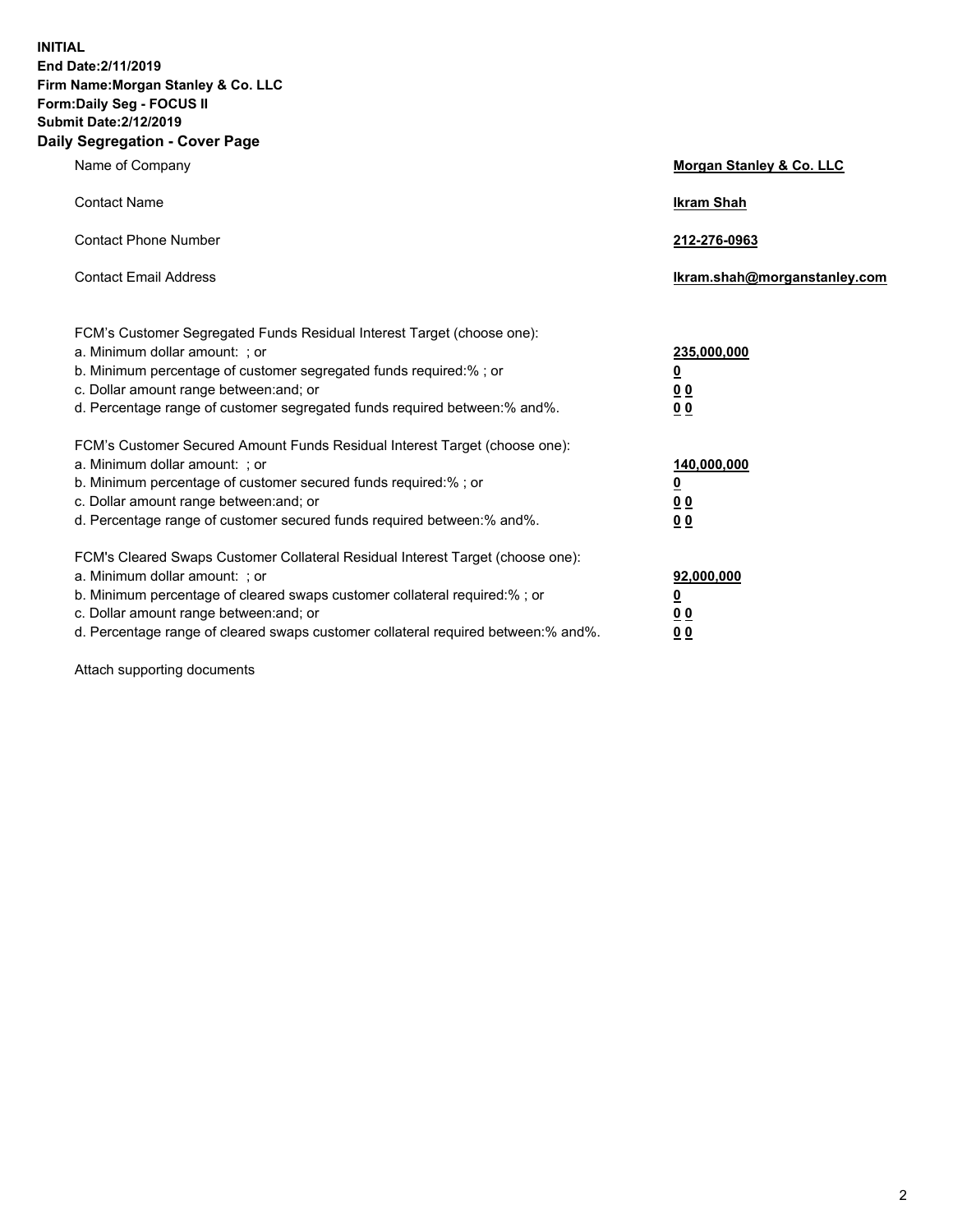**INITIAL**
**End Date:2/11/2019**
**Firm Name:Morgan Stanley & Co. LLC**
**Form:Daily Seg - FOCUS II**
**Submit Date:2/12/2019**
**Daily Segregation - Cover Page**

| | |
|---|---|
| Name of Company | **Morgan Stanley & Co. LLC** |
| Contact Name | **Ikram Shah** |
| Contact Phone Number | **212-276-0963** |
| Contact Email Address | **Ikram.shah@morganstanley.com** |

| | |
|---|---|
| FCM's Customer Segregated Funds Residual Interest Target (choose one): | |
| a. Minimum dollar amount: ; or | **235,000,000** |
| b. Minimum percentage of customer segregated funds required:% ; or | **0** |
| c. Dollar amount range between:and; or | **0 0** |
| d. Percentage range of customer segregated funds required between:% and%. | **0 0** |
| FCM's Customer Secured Amount Funds Residual Interest Target (choose one): | |
| a. Minimum dollar amount: ; or | **140,000,000** |
| b. Minimum percentage of customer secured funds required:% ; or | **0** |
| c. Dollar amount range between:and; or | **0 0** |
| d. Percentage range of customer secured funds required between:% and%. | **0 0** |
| FCM's Cleared Swaps Customer Collateral Residual Interest Target (choose one): | |
| a. Minimum dollar amount: ; or | **92,000,000** |
| b. Minimum percentage of cleared swaps customer collateral required:% ; or | **0** |
| c. Dollar amount range between:and; or | **0 0** |
| d. Percentage range of cleared swaps customer collateral required between:% and%. | **0 0** |

Attach supporting documents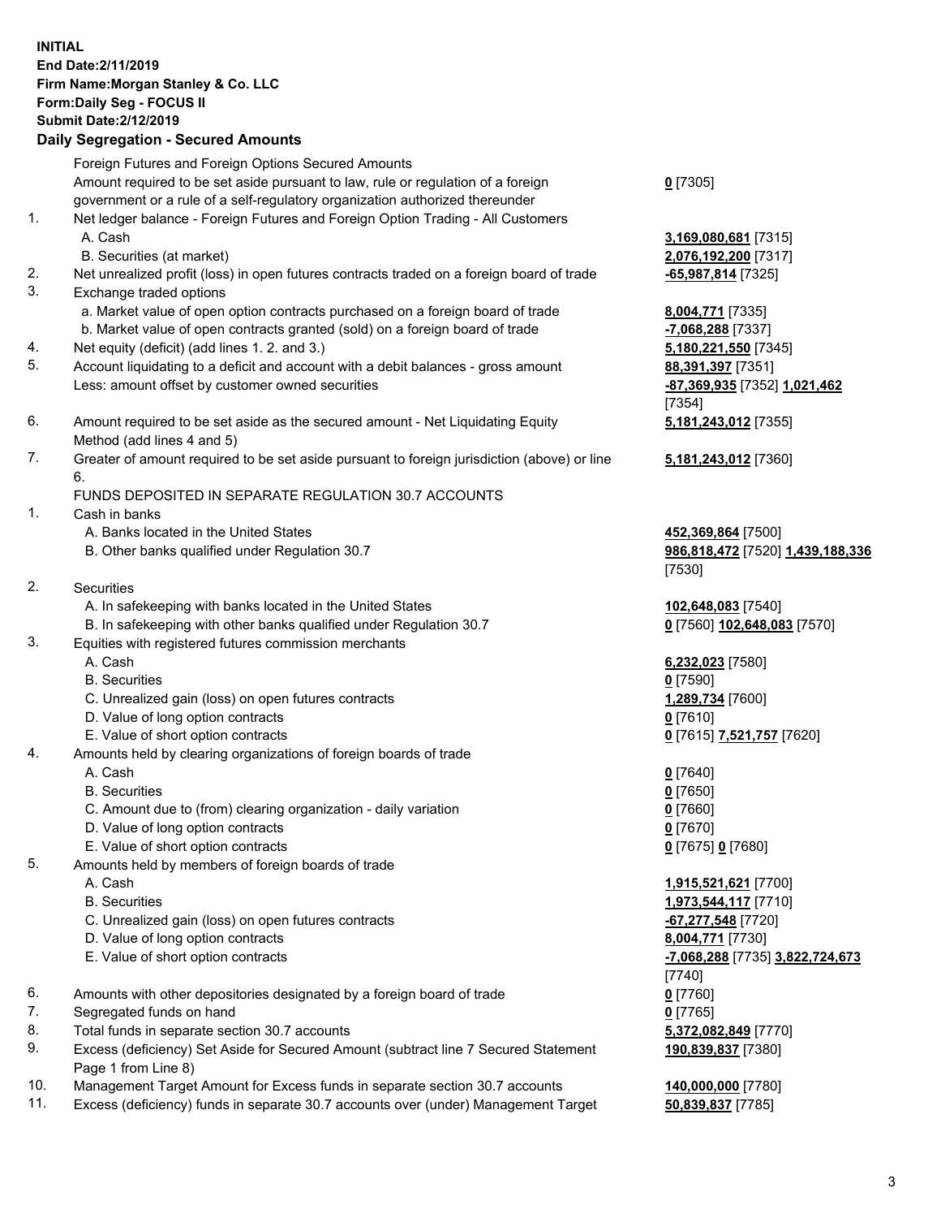**INITIAL**
**End Date:2/11/2019**
**Firm Name:Morgan Stanley & Co. LLC**
**Form:Daily Seg - FOCUS II**
**Submit Date:2/12/2019**
**Daily Segregation - Secured Amounts**

| | | |
|---|---|---|
| | Foreign Futures and Foreign Options Secured Amounts | |
| | Amount required to be set aside pursuant to law, rule or regulation of a foreign government or a rule of a self-regulatory organization authorized thereunder | **0** [7305] |
| 1. | Net ledger balance - Foreign Futures and Foreign Option Trading - All Customers | |
| | A. Cash | **3,169,080,681** [7315] |
| | B. Securities (at market) | **2,076,192,200** [7317] |
| 2. | Net unrealized profit (loss) in open futures contracts traded on a foreign board of trade | **-65,987,814** [7325] |
| 3. | Exchange traded options | |
| | a. Market value of open option contracts purchased on a foreign board of trade | **8,004,771** [7335] |
| | b. Market value of open contracts granted (sold) on a foreign board of trade | **-7,068,288** [7337] |
| 4. | Net equity (deficit) (add lines 1. 2. and 3.) | **5,180,221,550** [7345] |
| 5. | Account liquidating to a deficit and account with a debit balances - gross amount | **88,391,397** [7351] |
| | Less: amount offset by customer owned securities | **-87,369,935** [7352] **1,021,462** [7354] |
| 6. | Amount required to be set aside as the secured amount - Net Liquidating Equity Method (add lines 4 and 5) | **5,181,243,012** [7355] |
| 7. | Greater of amount required to be set aside pursuant to foreign jurisdiction (above) or line 6. | **5,181,243,012** [7360] |
| | FUNDS DEPOSITED IN SEPARATE REGULATION 30.7 ACCOUNTS | |
| 1. | Cash in banks | |
| | A. Banks located in the United States | **452,369,864** [7500] |
| | B. Other banks qualified under Regulation 30.7 | **986,818,472** [7520] **1,439,188,336** [7530] |
| 2. | Securities | |
| | A. In safekeeping with banks located in the United States | **102,648,083** [7540] |
| | B. In safekeeping with other banks qualified under Regulation 30.7 | **0** [7560] **102,648,083** [7570] |
| 3. | Equities with registered futures commission merchants | |
| | A. Cash | **6,232,023** [7580] |
| | B. Securities | **0** [7590] |
| | C. Unrealized gain (loss) on open futures contracts | **1,289,734** [7600] |
| | D. Value of long option contracts | **0** [7610] |
| | E. Value of short option contracts | **0** [7615] **7,521,757** [7620] |
| 4. | Amounts held by clearing organizations of foreign boards of trade | |
| | A. Cash | **0** [7640] |
| | B. Securities | **0** [7650] |
| | C. Amount due to (from) clearing organization - daily variation | **0** [7660] |
| | D. Value of long option contracts | **0** [7670] |
| | E. Value of short option contracts | **0** [7675] **0** [7680] |
| 5. | Amounts held by members of foreign boards of trade | |
| | A. Cash | **1,915,521,621** [7700] |
| | B. Securities | **1,973,544,117** [7710] |
| | C. Unrealized gain (loss) on open futures contracts | **-67,277,548** [7720] |
| | D. Value of long option contracts | **8,004,771** [7730] |
| | E. Value of short option contracts | **-7,068,288** [7735] **3,822,724,673** [7740] |
| 6. | Amounts with other depositories designated by a foreign board of trade | **0** [7760] |
| 7. | Segregated funds on hand | **0** [7765] |
| 8. | Total funds in separate section 30.7 accounts | **5,372,082,849** [7770] |
| 9. | Excess (deficiency) Set Aside for Secured Amount (subtract line 7 Secured Statement Page 1 from Line 8) | **190,839,837** [7380] |
| 10. | Management Target Amount for Excess funds in separate section 30.7 accounts | **140,000,000** [7780] |
| 11. | Excess (deficiency) funds in separate 30.7 accounts over (under) Management Target | **50,839,837** [7785] |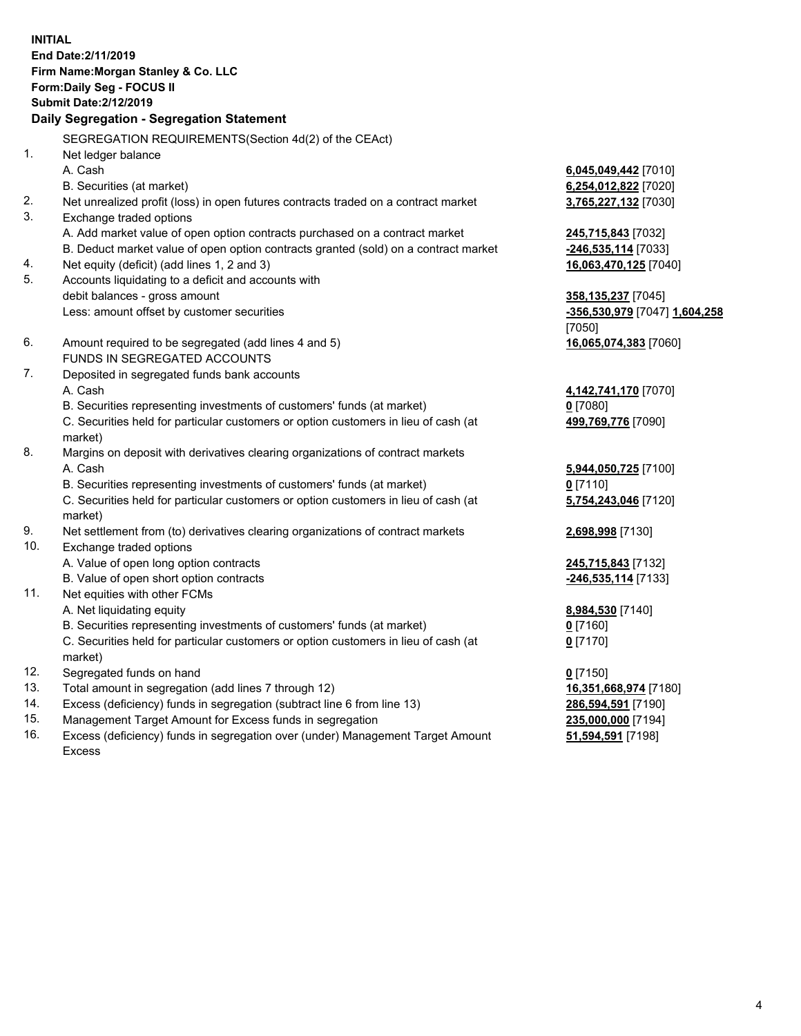**INITIAL**
**End Date:2/11/2019**
**Firm Name:Morgan Stanley & Co. LLC**
**Form:Daily Seg - FOCUS II**
**Submit Date:2/12/2019**

**Daily Segregation - Segregation Statement**

SEGREGATION REQUIREMENTS(Section 4d(2) of the CEAct)

| | | |
|---|---|---|
| 1. | Net ledger balance | |
| | A. Cash | 6,045,049,442 [7010] |
| | B. Securities (at market) | 6,254,012,822 [7020] |
| 2. | Net unrealized profit (loss) in open futures contracts traded on a contract market | 3,765,227,132 [7030] |
| 3. | Exchange traded options | |
| | A. Add market value of open option contracts purchased on a contract market | 245,715,843 [7032] |
| | B. Deduct market value of open option contracts granted (sold) on a contract market | -246,535,114 [7033] |
| 4. | Net equity (deficit) (add lines 1, 2 and 3) | 16,063,470,125 [7040] |
| 5. | Accounts liquidating to a deficit and accounts with debit balances - gross amount | 358,135,237 [7045] |
| | Less: amount offset by customer securities | -356,530,979 [7047] 1,604,258 [7050] |
| 6. | Amount required to be segregated (add lines 4 and 5) | 16,065,074,383 [7060] |
| | FUNDS IN SEGREGATED ACCOUNTS | |
| 7. | Deposited in segregated funds bank accounts | |
| | A. Cash | 4,142,741,170 [7070] |
| | B. Securities representing investments of customers' funds (at market) | 0 [7080] |
| | C. Securities held for particular customers or option customers in lieu of cash (at market) | 499,769,776 [7090] |
| 8. | Margins on deposit with derivatives clearing organizations of contract markets | |
| | A. Cash | 5,944,050,725 [7100] |
| | B. Securities representing investments of customers' funds (at market) | 0 [7110] |
| | C. Securities held for particular customers or option customers in lieu of cash (at market) | 5,754,243,046 [7120] |
| 9. | Net settlement from (to) derivatives clearing organizations of contract markets | 2,698,998 [7130] |
| 10. | Exchange traded options | |
| | A. Value of open long option contracts | 245,715,843 [7132] |
| | B. Value of open short option contracts | -246,535,114 [7133] |
| 11. | Net equities with other FCMs | |
| | A. Net liquidating equity | 8,984,530 [7140] |
| | B. Securities representing investments of customers' funds (at market) | 0 [7160] |
| | C. Securities held for particular customers or option customers in lieu of cash (at market) | 0 [7170] |
| 12. | Segregated funds on hand | 0 [7150] |
| 13. | Total amount in segregation (add lines 7 through 12) | 16,351,668,974 [7180] |
| 14. | Excess (deficiency) funds in segregation (subtract line 6 from line 13) | 286,594,591 [7190] |
| 15. | Management Target Amount for Excess funds in segregation | 235,000,000 [7194] |
| 16. | Excess (deficiency) funds in segregation over (under) Management Target Amount Excess | 51,594,591 [7198] |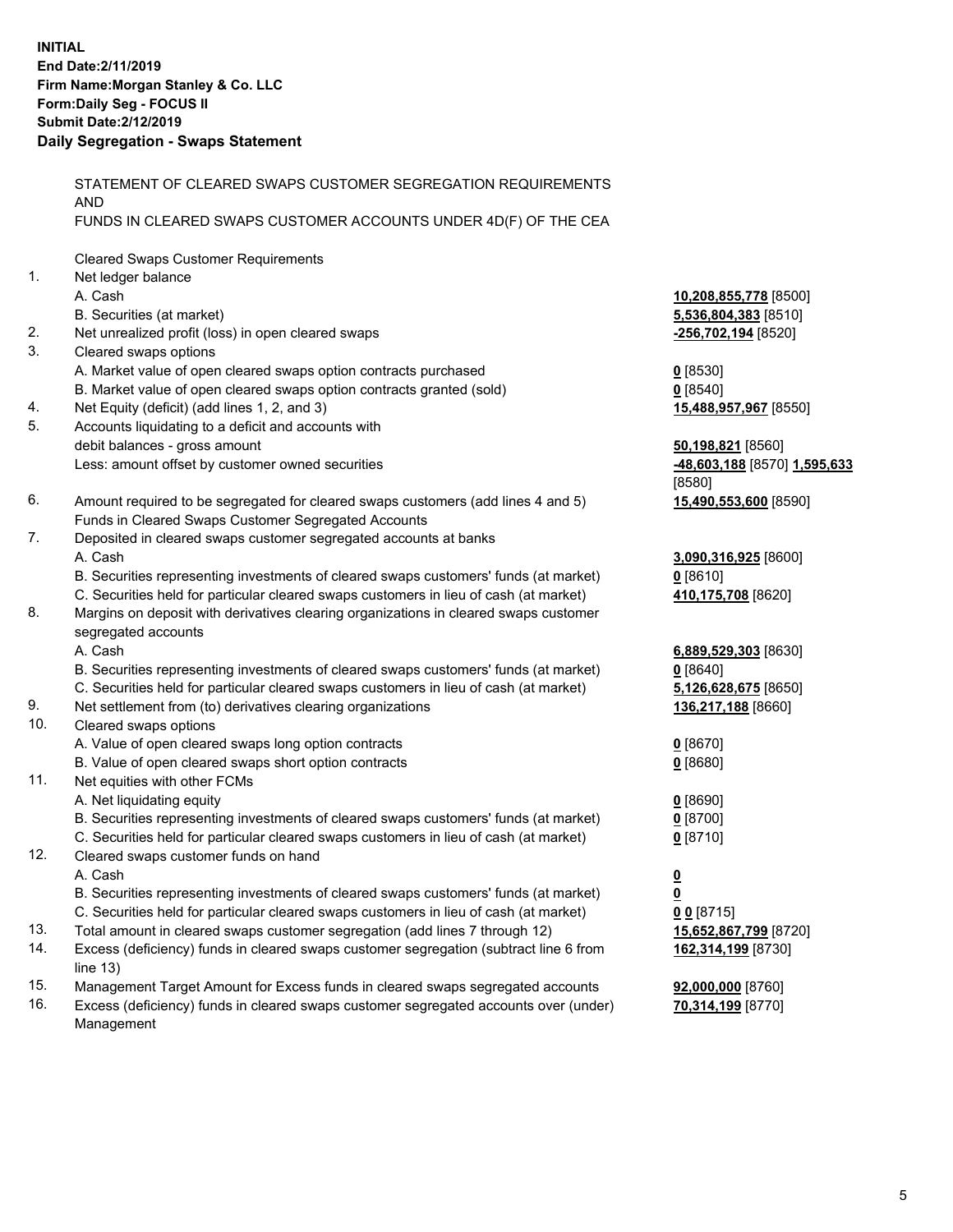**INITIAL**
**End Date:2/11/2019**
**Firm Name:Morgan Stanley & Co. LLC**
**Form:Daily Seg - FOCUS II**
**Submit Date:2/12/2019**
**Daily Segregation - Swaps Statement**

STATEMENT OF CLEARED SWAPS CUSTOMER SEGREGATION REQUIREMENTS AND FUNDS IN CLEARED SWAPS CUSTOMER ACCOUNTS UNDER 4D(F) OF THE CEA

| | | |
|---|---|---|
| | Cleared Swaps Customer Requirements | |
| 1. | Net ledger balance | |
| | A. Cash | **10,208,855,778** [8500] |
| | B. Securities (at market) | **5,536,804,383** [8510] |
| 2. | Net unrealized profit (loss) in open cleared swaps | **-256,702,194** [8520] |
| 3. | Cleared swaps options | |
| | A. Market value of open cleared swaps option contracts purchased | **0** [8530] |
| | B. Market value of open cleared swaps option contracts granted (sold) | **0** [8540] |
| 4. | Net Equity (deficit) (add lines 1, 2, and 3) | **15,488,957,967** [8550] |
| 5. | Accounts liquidating to a deficit and accounts with debit balances - gross amount | **50,198,821** [8560] |
| | Less: amount offset by customer owned securities | **-48,603,188** [8570] **1,595,633** [8580] |
| 6. | Amount required to be segregated for cleared swaps customers (add lines 4 and 5) | **15,490,553,600** [8590] |
| | Funds in Cleared Swaps Customer Segregated Accounts | |
| 7. | Deposited in cleared swaps customer segregated accounts at banks | |
| | A. Cash | **3,090,316,925** [8600] |
| | B. Securities representing investments of cleared swaps customers' funds (at market) | **0** [8610] |
| | C. Securities held for particular cleared swaps customers in lieu of cash (at market) | **410,175,708** [8620] |
| 8. | Margins on deposit with derivatives clearing organizations in cleared swaps customer segregated accounts | |
| | A. Cash | **6,889,529,303** [8630] |
| | B. Securities representing investments of cleared swaps customers' funds (at market) | **0** [8640] |
| | C. Securities held for particular cleared swaps customers in lieu of cash (at market) | **5,126,628,675** [8650] |
| 9. | Net settlement from (to) derivatives clearing organizations | **136,217,188** [8660] |
| 10. | Cleared swaps options | |
| | A. Value of open cleared swaps long option contracts | **0** [8670] |
| | B. Value of open cleared swaps short option contracts | **0** [8680] |
| 11. | Net equities with other FCMs | |
| | A. Net liquidating equity | **0** [8690] |
| | B. Securities representing investments of cleared swaps customers' funds (at market) | **0** [8700] |
| | C. Securities held for particular cleared swaps customers in lieu of cash (at market) | **0** [8710] |
| 12. | Cleared swaps customer funds on hand | |
| | A. Cash | **0** |
| | B. Securities representing investments of cleared swaps customers' funds (at market) | **0** |
| | C. Securities held for particular cleared swaps customers in lieu of cash (at market) | **0** **0** [8715] |
| 13. | Total amount in cleared swaps customer segregation (add lines 7 through 12) | **15,652,867,799** [8720] |
| 14. | Excess (deficiency) funds in cleared swaps customer segregation (subtract line 6 from line 13) | **162,314,199** [8730] |
| 15. | Management Target Amount for Excess funds in cleared swaps segregated accounts | **92,000,000** [8760] |
| 16. | Excess (deficiency) funds in cleared swaps customer segregated accounts over (under) Management | **70,314,199** [8770] |